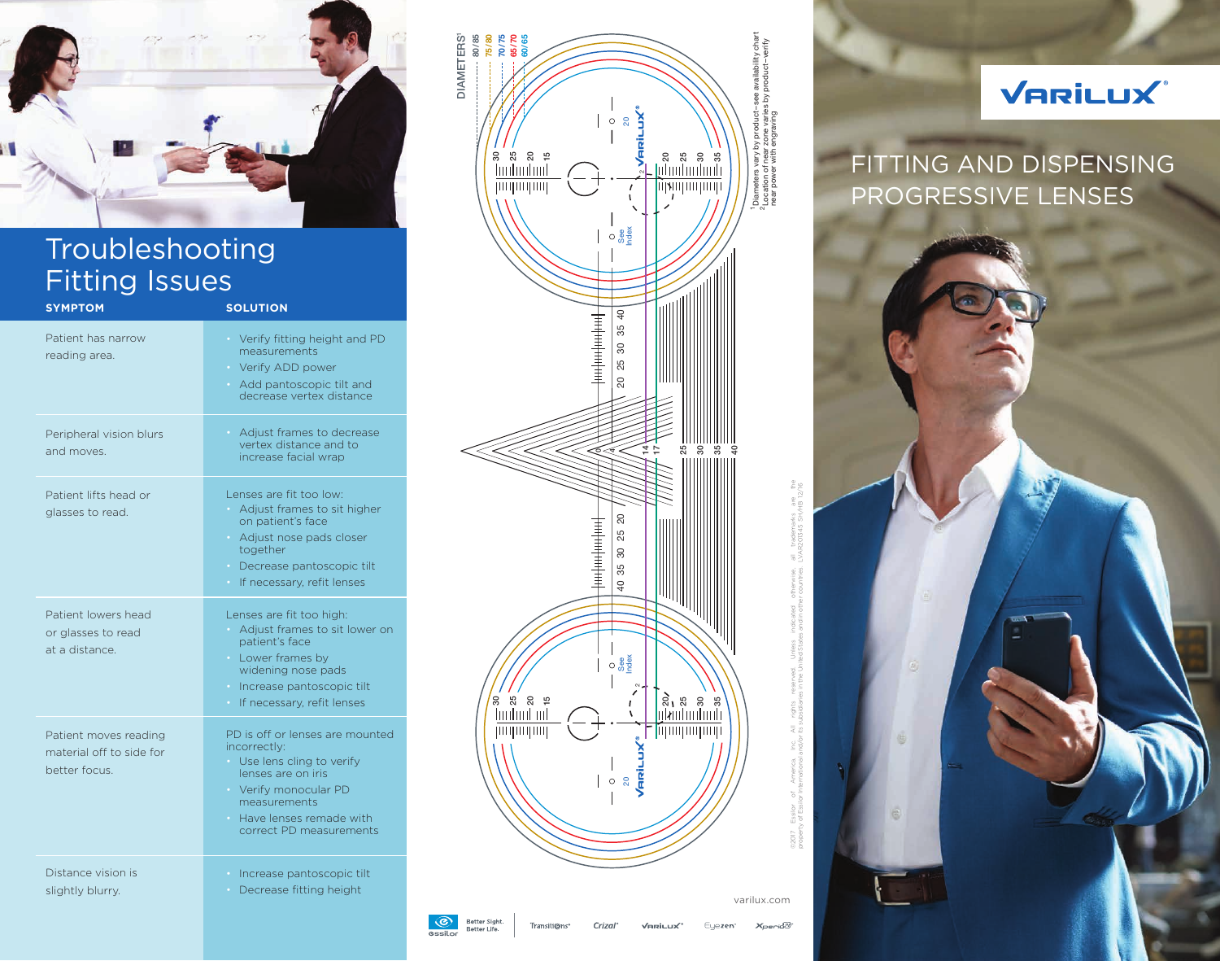# Troubleshooting Fitting Issues

| SYMPTOM | SOLUTION |
|---|---|
| Patient has narrow reading area. | • Verify fitting height and PD measurements<br>• Verify ADD power<br>• Add pantoscopic tilt and decrease vertex distance |
| Peripheral vision blurs and moves. | • Adjust frames to decrease vertex distance and to increase facial wrap |
| Patient lifts head or glasses to read. | Lenses are fit too low:<br>• Adjust frames to sit higher on patient's face<br>• Adjust nose pads closer together<br>• Decrease pantoscopic tilt<br>• If necessary, refit lenses |
| Patient lowers head or glasses to read at a distance. | Lenses are fit too high:<br>• Adjust frames to sit lower on patient's face<br>• Lower frames by widening nose pads<br>• Increase pantoscopic tilt<br>• If necessary, refit lenses |
| Patient moves reading material off to side for better focus. | PD is off or lenses are mounted incorrectly:<br>• Use lens cling to verify lenses are on iris<br>• Verify monocular PD measurements<br>• Have lenses remade with correct PD measurements |
| Distance vision is slightly blurry. | • Increase pantoscopic tilt<br>• Decrease fitting height |

DIAMETERS[1]

80/85 · 75/80 · 70/75 · 65/70 · 60/65

VARILUX®

See Index

[1] Diameters vary by product–see availability chart
[2] Location of near zone varies by product–verify near power with engraving

©2017 Essilor of America, Inc. All rights reserved. Unless indicated otherwise, all trademarks are the property of Essilor International and/or its subsidiaries in the United States and in other countries. LVAR201345 SH/HB 12/16

varilux.com

Essilor Better Sight. Better Life. · Transitions · Crizal · Varilux · Eyezen · Xperio

# VARILUX®

## FITTING AND DISPENSING PROGRESSIVE LENSES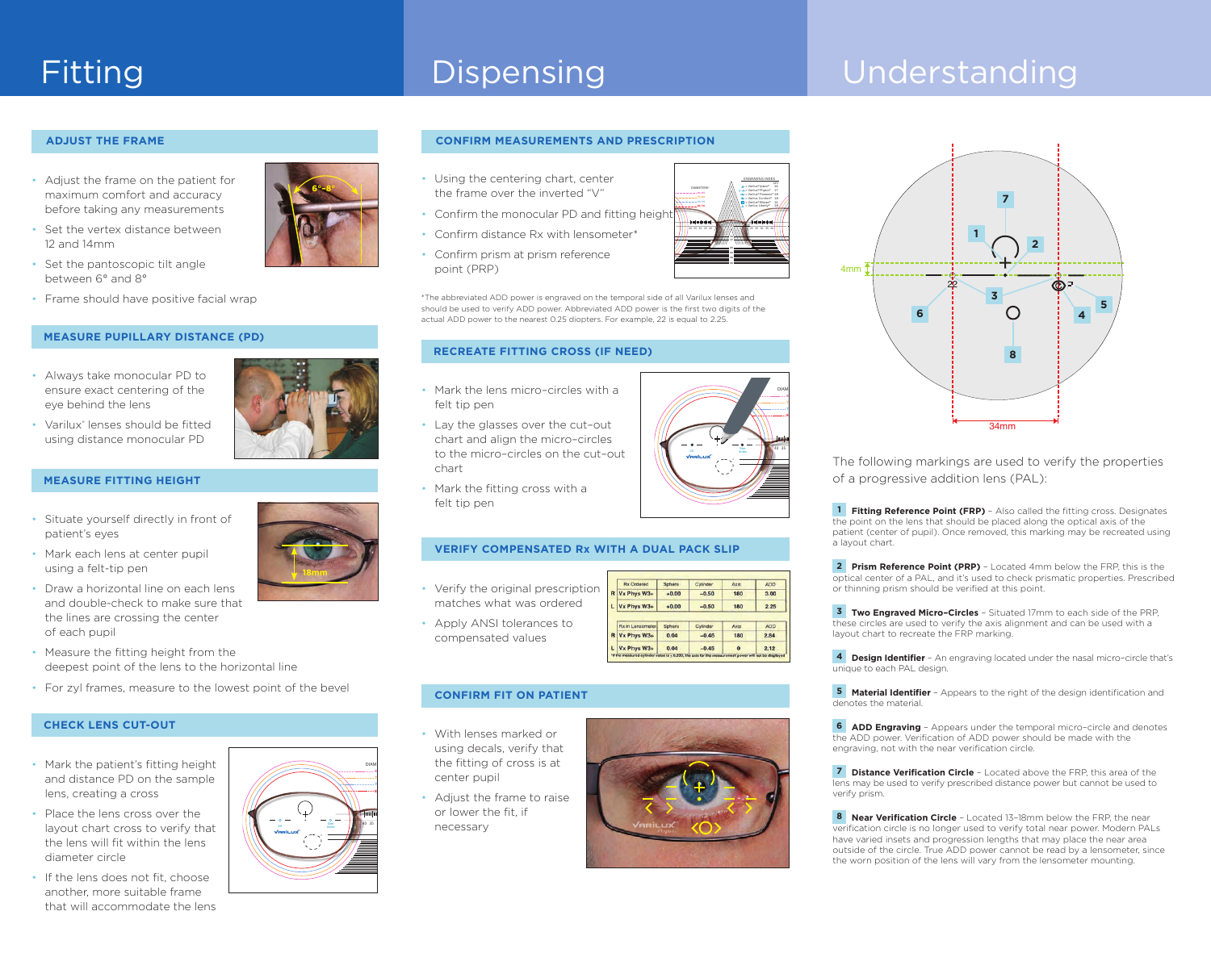# Fitting

## ADJUST THE FRAME

- Adjust the frame on the patient for maximum comfort and accuracy before taking any measurements
- Set the vertex distance between 12 and 14mm
- Set the pantoscopic tilt angle between 6° and 8°
- Frame should have positive facial wrap

6°-8°

## MEASURE PUPILLARY DISTANCE (PD)

- Always take monocular PD to ensure exact centering of the eye behind the lens
- Varilux® lenses should be fitted using distance monocular PD

## MEASURE FITTING HEIGHT

- Situate yourself directly in front of patient's eyes
- Mark each lens at center pupil using a felt-tip pen
- Draw a horizontal line on each lens and double-check to make sure that the lines are crossing the center of each pupil
- Measure the fitting height from the deepest point of the lens to the horizontal line
- For zyl frames, measure to the lowest point of the bevel

18mm

## CHECK LENS CUT-OUT

- Mark the patient's fitting height and distance PD on the sample lens, creating a cross
- Place the lens cross over the layout chart cross to verify that the lens will fit within the lens diameter circle
- If the lens does not fit, choose another, more suitable frame that will accommodate the lens

# Dispensing

## CONFIRM MEASUREMENTS AND PRESCRIPTION

- Using the centering chart, center the frame over the inverted "V"
- Confirm the monocular PD and fitting height
- Confirm distance Rx with lensometer*
- Confirm prism at prism reference point (PRP)

*The abbreviated ADD power is engraved on the temporal side of all Varilux lenses and should be used to verify ADD power. Abbreviated ADD power is the first two digits of the actual ADD power to the nearest 0.25 diopters. For example, 22 is equal to 2.25.

## RECREATE FITTING CROSS (IF NEED)

- Mark the lens micro-circles with a felt tip pen
- Lay the glasses over the cut-out chart and align the micro-circles to the micro-circles on the cut-out chart
- Mark the fitting cross with a felt tip pen

## VERIFY COMPENSATED Rx WITH A DUAL PACK SLIP

- Verify the original prescription matches what was ordered
- Apply ANSI tolerances to compensated values

| | Rx Ordered | Sphere | Cylinder | Axis | ADD |
|---|---|---|---|---|---|
| R | Vx Phys W3+ | +0.00 | -0.50 | 180 | 3.00 |
| L | Vx Phys W3+ | +0.00 | -0.50 | 180 | 2.25 |

| | Rx in Lensometer | Sphere | Cylinder | Axis | ADD |
|---|---|---|---|---|---|
| R | Vx Phys W3+ | 0.04 | -0.46 | 180 | 2.84 |
| L | Vx Phys W3+ | 0.04 | -0.45 | 0 | 2.12 |

*If the measured cylinder value is ≤ 0.200, the axis for the measurement power will not be displayed

## CONFIRM FIT ON PATIENT

- With lenses marked or using decals, verify that the fitting of cross is at center pupil
- Adjust the frame to raise or lower the fit, if necessary

# Understanding

4mm
22
34mm

The following markings are used to verify the properties of a progressive addition lens (PAL):

**1 Fitting Reference Point (FRP)** – Also called the fitting cross. Designates the point on the lens that should be placed along the optical axis of the patient (center of pupil). Once removed, this marking may be recreated using a layout chart.

**2 Prism Reference Point (PRP)** – Located 4mm below the FRP, this is the optical center of a PAL, and it's used to check prismatic properties. Prescribed or thinning prism should be verified at this point.

**3 Two Engraved Micro-Circles** – Situated 17mm to each side of the PRP, these circles are used to verify the axis alignment and can be used with a layout chart to recreate the FRP marking.

**4 Design Identifier** – An engraving located under the nasal micro-circle that's unique to each PAL design.

**5 Material Identifier** – Appears to the right of the design identification and denotes the material.

**6 ADD Engraving** – Appears under the temporal micro-circle and denotes the ADD power. Verification of ADD power should be made with the engraving, not with the near verification circle.

**7 Distance Verification Circle** – Located above the FRP, this area of the lens may be used to verify prescribed distance power but cannot be used to verify prism.

**8 Near Verification Circle** – Located 13-18mm below the FRP, the near verification circle is no longer used to verify total near power. Modern PALs have varied insets and progression lengths that may place the near area outside of the circle. True ADD power cannot be read by a lensometer, since the worn position of the lens will vary from the lensometer mounting.